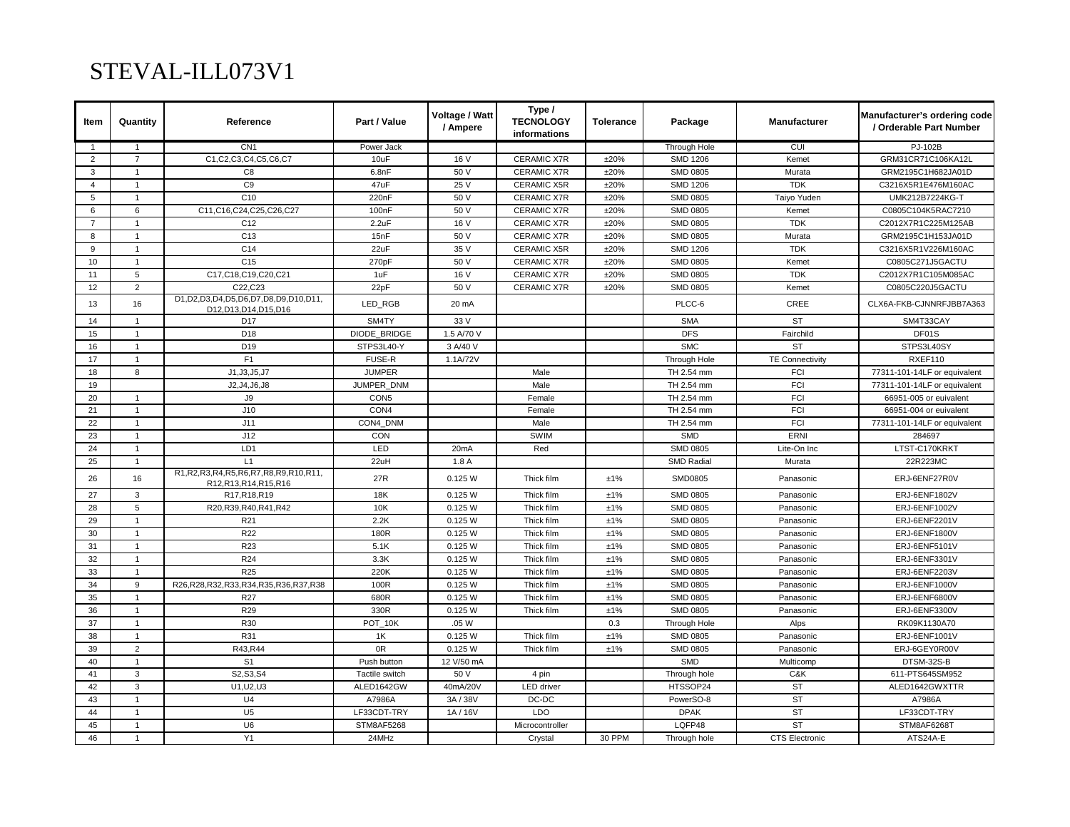# STEVAL-ILL073V1

| Item | Quantity | Reference | Part / Value | Voltage / Watt / Ampere | Type / TECNOLOGY informations | Tolerance | Package | Manufacturer | Manufacturer's ordering code / Orderable Part Number |
|---|---|---|---|---|---|---|---|---|---|
| 1 | 1 | CN1 | Power Jack | | | | Through Hole | CUI | PJ-102B |
| 2 | 7 | C1,C2,C3,C4,C5,C6,C7 | 10uF | 16 V | CERAMIC X7R | ±20% | SMD 1206 | Kemet | GRM31CR71C106KA12L |
| 3 | 1 | C8 | 6.8nF | 50 V | CERAMIC X7R | ±20% | SMD 0805 | Murata | GRM2195C1H682JA01D |
| 4 | 1 | C9 | 47uF | 25 V | CERAMIC X5R | ±20% | SMD 1206 | TDK | C3216X5R1E476M160AC |
| 5 | 1 | C10 | 220nF | 50 V | CERAMIC X7R | ±20% | SMD 0805 | Taiyo Yuden | UMK212B7224KG-T |
| 6 | 6 | C11,C16,C24,C25,C26,C27 | 100nF | 50 V | CERAMIC X7R | ±20% | SMD 0805 | Kemet | C0805C104K5RAC7210 |
| 7 | 1 | C12 | 2.2uF | 16 V | CERAMIC X7R | ±20% | SMD 0805 | TDK | C2012X7R1C225M125AB |
| 8 | 1 | C13 | 15nF | 50 V | CERAMIC X7R | ±20% | SMD 0805 | Murata | GRM2195C1H153JA01D |
| 9 | 1 | C14 | 22uF | 35 V | CERAMIC X5R | ±20% | SMD 1206 | TDK | C3216X5R1V226M160AC |
| 10 | 1 | C15 | 270pF | 50 V | CERAMIC X7R | ±20% | SMD 0805 | Kemet | C0805C271J5GACTU |
| 11 | 5 | C17,C18,C19,C20,C21 | 1uF | 16 V | CERAMIC X7R | ±20% | SMD 0805 | TDK | C2012X7R1C105M085AC |
| 12 | 2 | C22,C23 | 22pF | 50 V | CERAMIC X7R | ±20% | SMD 0805 | Kemet | C0805C220J5GACTU |
| 13 | 16 | D1,D2,D3,D4,D5,D6,D7,D8,D9,D10,D11, D12,D13,D14,D15,D16 | LED_RGB | 20 mA | | | PLCC-6 | CREE | CLX6A-FKB-CJNNRFJBB7A363 |
| 14 | 1 | D17 | SM4TY | 33 V | | | SMA | ST | SM4T33CAY |
| 15 | 1 | D18 | DIODE_BRIDGE | 1.5 A/70 V | | | DFS | Fairchild | DF01S |
| 16 | 1 | D19 | STPS3L40-Y | 3 A/40 V | | | SMC | ST | STPS3L40SY |
| 17 | 1 | F1 | FUSE-R | 1.1A/72V | | | Through Hole | TE Connectivity | RXEF110 |
| 18 | 8 | J1,J3,J5,J7 | JUMPER | | Male | | TH 2.54 mm | FCI | 77311-101-14LF or equivalent |
| 19 | | J2,J4,J6,J8 | JUMPER_DNM | | Male | | TH 2.54 mm | FCI | 77311-101-14LF or equivalent |
| 20 | 1 | J9 | CON5 | | Female | | TH 2.54 mm | FCI | 66951-005 or euivalent |
| 21 | 1 | J10 | CON4 | | Female | | TH 2.54 mm | FCI | 66951-004 or euivalent |
| 22 | 1 | J11 | CON4_DNM | | Male | | TH 2.54 mm | FCI | 77311-101-14LF or equivalent |
| 23 | 1 | J12 | CON | | SWIM | | SMD | ERNI | 284697 |
| 24 | 1 | LD1 | LED | 20mA | Red | | SMD 0805 | Lite-On Inc | LTST-C170KRKT |
| 25 | 1 | L1 | 22uH | 1.8 A | | | SMD Radial | Murata | 22R223MC |
| 26 | 16 | R1,R2,R3,R4,R5,R6,R7,R8,R9,R10,R11, R12,R13,R14,R15,R16 | 27R | 0.125 W | Thick film | ±1% | SMD0805 | Panasonic | ERJ-6ENF27R0V |
| 27 | 3 | R17,R18,R19 | 18K | 0.125 W | Thick film | ±1% | SMD 0805 | Panasonic | ERJ-6ENF1802V |
| 28 | 5 | R20,R39,R40,R41,R42 | 10K | 0.125 W | Thick film | ±1% | SMD 0805 | Panasonic | ERJ-6ENF1002V |
| 29 | 1 | R21 | 2.2K | 0.125 W | Thick film | ±1% | SMD 0805 | Panasonic | ERJ-6ENF2201V |
| 30 | 1 | R22 | 180R | 0.125 W | Thick film | ±1% | SMD 0805 | Panasonic | ERJ-6ENF1800V |
| 31 | 1 | R23 | 5.1K | 0.125 W | Thick film | ±1% | SMD 0805 | Panasonic | ERJ-6ENF5101V |
| 32 | 1 | R24 | 3.3K | 0.125 W | Thick film | ±1% | SMD 0805 | Panasonic | ERJ-6ENF3301V |
| 33 | 1 | R25 | 220K | 0.125 W | Thick film | ±1% | SMD 0805 | Panasonic | ERJ-6ENF2203V |
| 34 | 9 | R26,R28,R32,R33,R34,R35,R36,R37,R38 | 100R | 0.125 W | Thick film | ±1% | SMD 0805 | Panasonic | ERJ-6ENF1000V |
| 35 | 1 | R27 | 680R | 0.125 W | Thick film | ±1% | SMD 0805 | Panasonic | ERJ-6ENF6800V |
| 36 | 1 | R29 | 330R | 0.125 W | Thick film | ±1% | SMD 0805 | Panasonic | ERJ-6ENF3300V |
| 37 | 1 | R30 | POT_10K | .05 W | | 0.3 | Through Hole | Alps | RK09K1130A70 |
| 38 | 1 | R31 | 1K | 0.125 W | Thick film | ±1% | SMD 0805 | Panasonic | ERJ-6ENF1001V |
| 39 | 2 | R43,R44 | 0R | 0.125 W | Thick film | ±1% | SMD 0805 | Panasonic | ERJ-6GEY0R00V |
| 40 | 1 | S1 | Push button | 12 V/50 mA | | | SMD | Multicomp | DTSM-32S-B |
| 41 | 3 | S2,S3,S4 | Tactile switch | 50 V | 4 pin | | Through hole | C&K | 611-PTS645SM952 |
| 42 | 3 | U1,U2,U3 | ALED1642GW | 40mA/20V | LED driver | | HTSSOP24 | ST | ALED1642GWXTTR |
| 43 | 1 | U4 | A7986A | 3A / 38V | DC-DC | | PowerSO-8 | ST | A7986A |
| 44 | 1 | U5 | LF33CDT-TRY | 1A / 16V | LDO | | DPAK | ST | LF33CDT-TRY |
| 45 | 1 | U6 | STM8AF5268 | | Microcontroller | | LQFP48 | ST | STM8AF6268T |
| 46 | 1 | Y1 | 24MHz | | Crystal | 30 PPM | Through hole | CTS Electronic | ATS24A-E |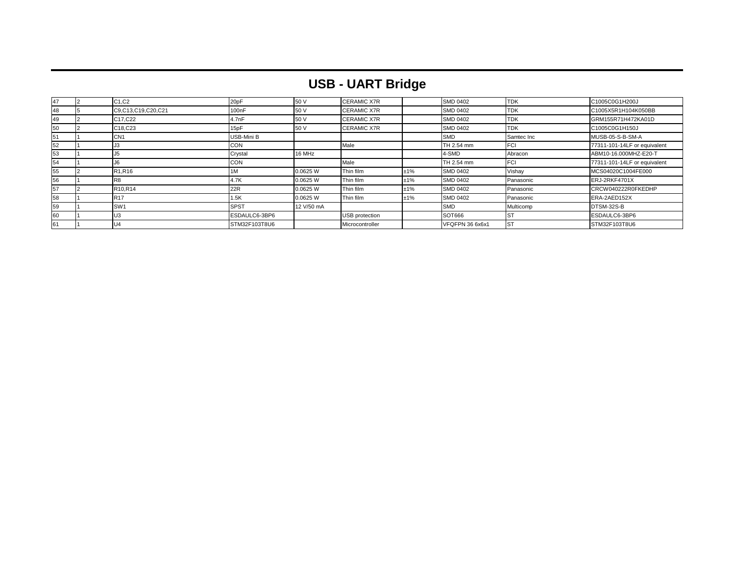# USB - UART Bridge

| | | | | | | | | | |
|---|---|---|---|---|---|---|---|---|---|
| 47 | 2 | C1,C2 | 20pF | 50 V | CERAMIC X7R | | SMD 0402 | TDK | C1005C0G1H200J |
| 48 | 5 | C9,C13,C19,C20,C21 | 100nF | 50 V | CERAMIC X7R | | SMD 0402 | TDK | C1005X5R1H104K050BB |
| 49 | 2 | C17,C22 | 4.7nF | 50 V | CERAMIC X7R | | SMD 0402 | TDK | GRM155R71H472KA01D |
| 50 | 2 | C18,C23 | 15pF | 50 V | CERAMIC X7R | | SMD 0402 | TDK | C1005C0G1H150J |
| 51 | 1 | CN1 | USB-Mini B | | | | SMD | Samtec Inc | MUSB-05-S-B-SM-A |
| 52 | 1 | J3 | CON | | Male | | TH 2.54 mm | FCI | 77311-101-14LF or equivalent |
| 53 | 1 | J5 | Crystal | 16 MHz | | | 4-SMD | Abracon | ABM10-16.000MHZ-E20-T |
| 54 | 1 | J6 | CON | | Male | | TH 2.54 mm | FCI | 77311-101-14LF or equivalent |
| 55 | 2 | R1,R16 | 1M | 0.0625 W | Thin film | ±1% | SMD 0402 | Vishay | MCS04020C1004FE000 |
| 56 | 1 | R8 | 4.7K | 0.0625 W | Thin film | ±1% | SMD 0402 | Panasonic | ERJ-2RKF4701X |
| 57 | 2 | R10,R14 | 22R | 0.0625 W | Thin film | ±1% | SMD 0402 | Panasonic | CRCW040222R0FKEDHP |
| 58 | 1 | R17 | 1.5K | 0.0625 W | Thin film | ±1% | SMD 0402 | Panasonic | ERA-2AED152X |
| 59 | 1 | SW1 | SPST | 12 V/50 mA | | | SMD | Multicomp | DTSM-32S-B |
| 60 | 1 | U3 | ESDAULC6-3BP6 | | USB protection | | SOT666 | ST | ESDAULC6-3BP6 |
| 61 | 1 | U4 | STM32F103T8U6 | | Microcontroller | | VFQFPN 36 6x6x1 | ST | STM32F103T8U6 |